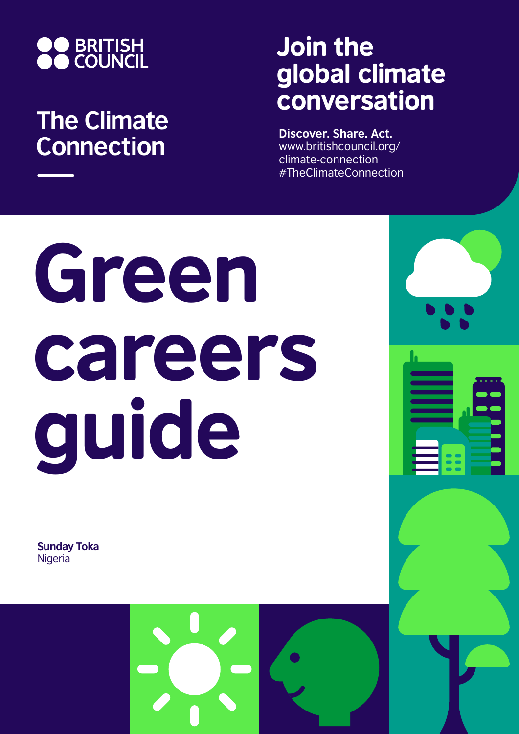BRITISH COUNCIL

## The Climate Connection

## Join the global climate conversation

**Discover. Share. Act.**
www.britishcouncil.org/climate-connection
#TheClimateConnection

# Green careers guide

**Sunday Toka**
Nigeria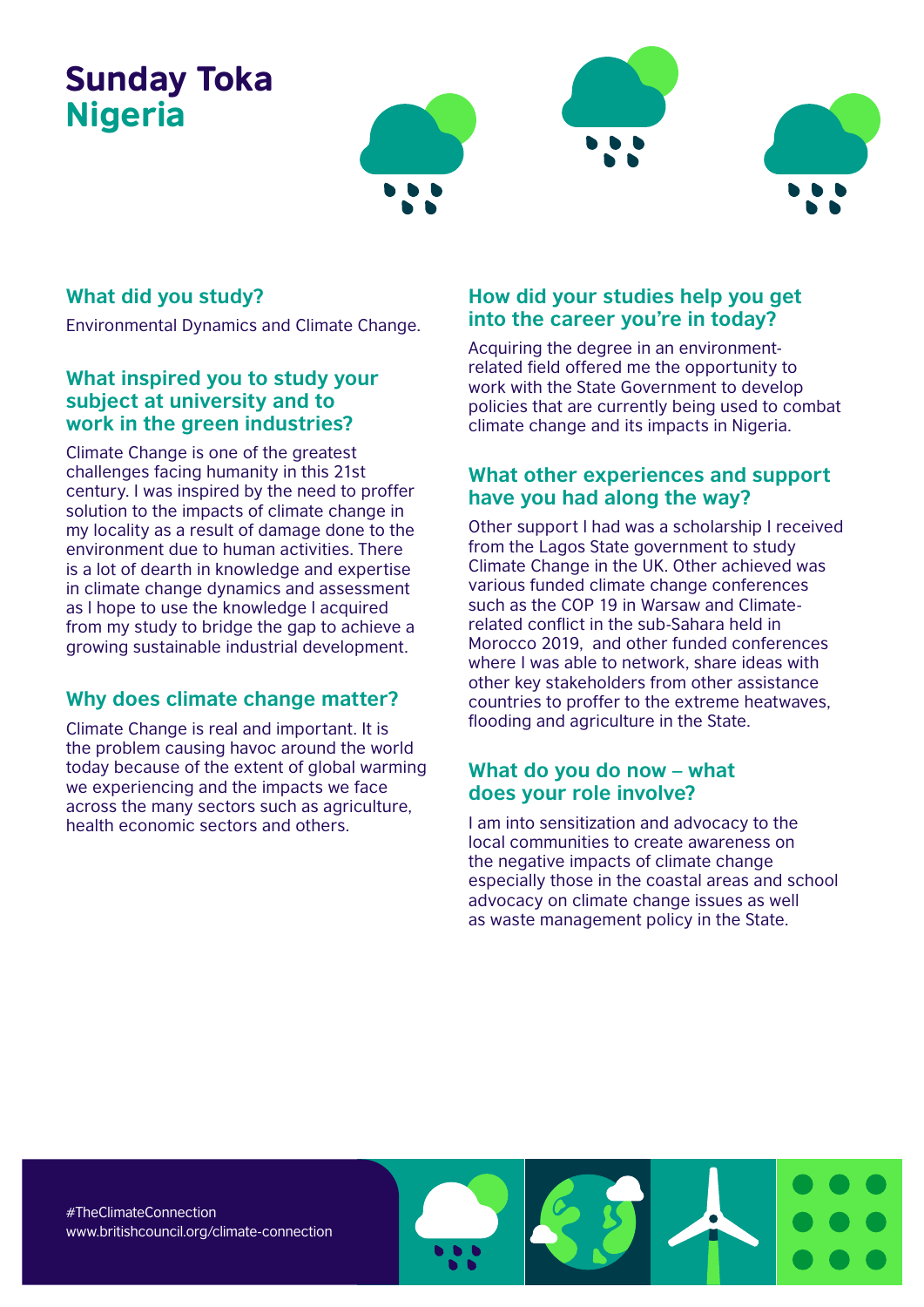# Sunday Toka
## Nigeria

### What did you study?

Environmental Dynamics and Climate Change.

### What inspired you to study your subject at university and to work in the green industries?

Climate Change is one of the greatest challenges facing humanity in this 21st century. I was inspired by the need to proffer solution to the impacts of climate change in my locality as a result of damage done to the environment due to human activities. There is a lot of dearth in knowledge and expertise in climate change dynamics and assessment as I hope to use the knowledge I acquired from my study to bridge the gap to achieve a growing sustainable industrial development.

### Why does climate change matter?

Climate Change is real and important. It is the problem causing havoc around the world today because of the extent of global warming we experiencing and the impacts we face across the many sectors such as agriculture, health economic sectors and others.

### How did your studies help you get into the career you're in today?

Acquiring the degree in an environment-related field offered me the opportunity to work with the State Government to develop policies that are currently being used to combat climate change and its impacts in Nigeria.

### What other experiences and support have you had along the way?

Other support I had was a scholarship I received from the Lagos State government to study Climate Change in the UK. Other achieved was various funded climate change conferences such as the COP 19 in Warsaw and Climate-related conflict in the sub-Sahara held in Morocco 2019, and other funded conferences where I was able to network, share ideas with other key stakeholders from other assistance countries to proffer to the extreme heatwaves, flooding and agriculture in the State.

### What do you do now – what does your role involve?

I am into sensitization and advocacy to the local communities to create awareness on the negative impacts of climate change especially those in the coastal areas and school advocacy on climate change issues as well as waste management policy in the State.

#TheClimateConnection
www.britishcouncil.org/climate-connection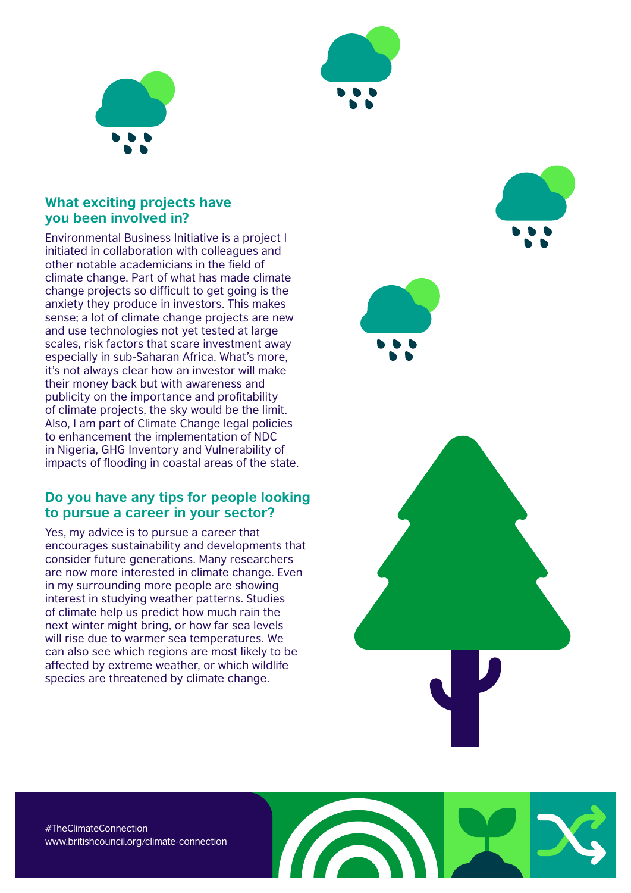## What exciting projects have you been involved in?

Environmental Business Initiative is a project I initiated in collaboration with colleagues and other notable academicians in the field of climate change. Part of what has made climate change projects so difficult to get going is the anxiety they produce in investors. This makes sense; a lot of climate change projects are new and use technologies not yet tested at large scales, risk factors that scare investment away especially in sub-Saharan Africa. What's more, it's not always clear how an investor will make their money back but with awareness and publicity on the importance and profitability of climate projects, the sky would be the limit. Also, I am part of Climate Change legal policies to enhancement the implementation of NDC in Nigeria, GHG Inventory and Vulnerability of impacts of flooding in coastal areas of the state.

## Do you have any tips for people looking to pursue a career in your sector?

Yes, my advice is to pursue a career that encourages sustainability and developments that consider future generations. Many researchers are now more interested in climate change. Even in my surrounding more people are showing interest in studying weather patterns. Studies of climate help us predict how much rain the next winter might bring, or how far sea levels will rise due to warmer sea temperatures. We can also see which regions are most likely to be affected by extreme weather, or which wildlife species are threatened by climate change.

#TheClimateConnection
www.britishcouncil.org/climate-connection